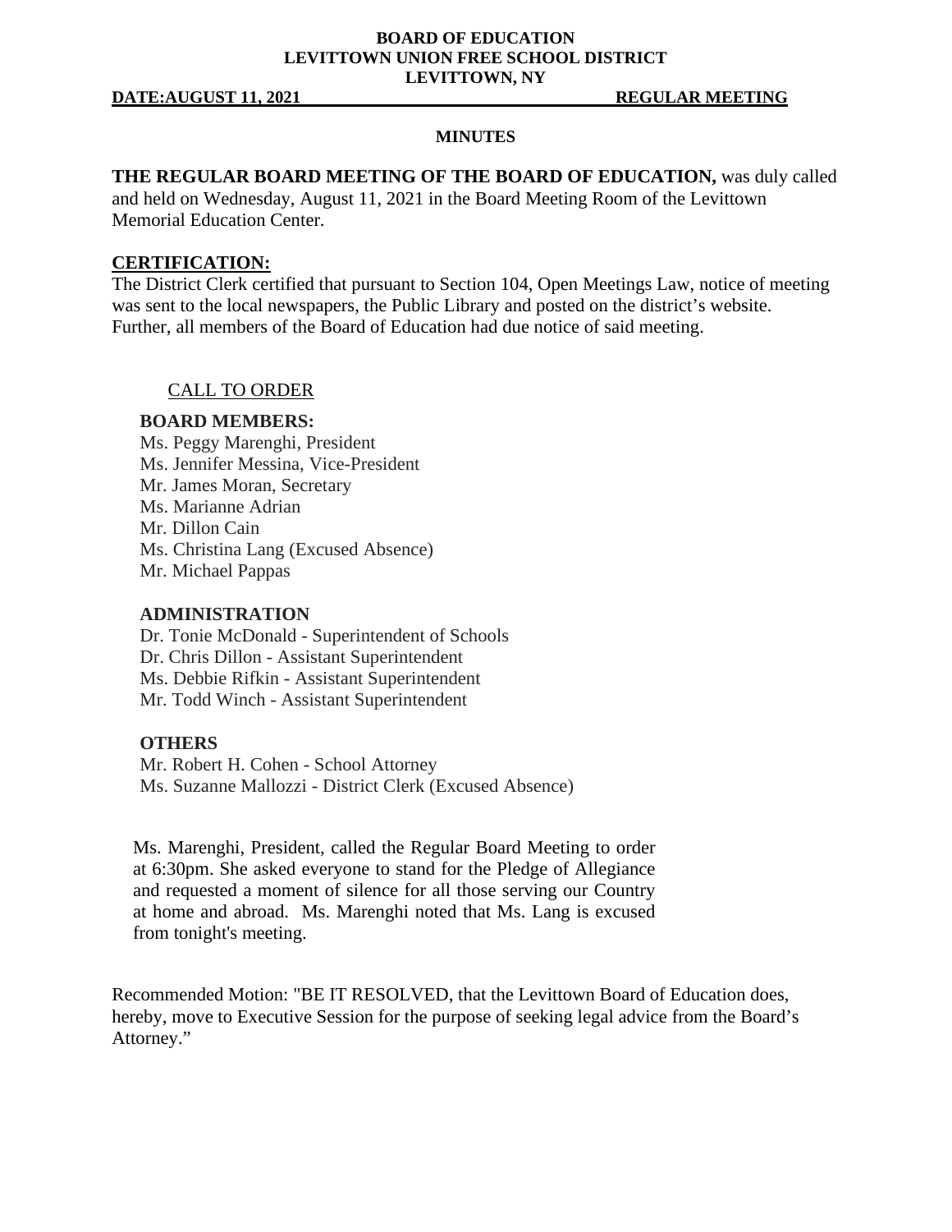**BOARD OF EDUCATION**
**LEVITTOWN UNION FREE SCHOOL DISTRICT**
**LEVITTOWN, NY**

**DATE:AUGUST 11, 2021** **REGULAR MEETING**

**MINUTES**

**THE REGULAR BOARD MEETING OF THE BOARD OF EDUCATION,** was duly called and held on Wednesday, August 11, 2021 in the Board Meeting Room of the Levittown Memorial Education Center.

**CERTIFICATION:**

The District Clerk certified that pursuant to Section 104, Open Meetings Law, notice of meeting was sent to the local newspapers, the Public Library and posted on the district's website. Further, all members of the Board of Education had due notice of said meeting.

CALL TO ORDER

**BOARD MEMBERS:**

Ms. Peggy Marenghi, President
Ms. Jennifer Messina, Vice-President
Mr. James Moran, Secretary
Ms. Marianne Adrian
Mr. Dillon Cain
Ms. Christina Lang (Excused Absence)
Mr. Michael Pappas

**ADMINISTRATION**

Dr. Tonie McDonald - Superintendent of Schools
Dr. Chris Dillon - Assistant Superintendent
Ms. Debbie Rifkin - Assistant Superintendent
Mr. Todd Winch - Assistant Superintendent

**OTHERS**

Mr. Robert H. Cohen - School Attorney
Ms. Suzanne Mallozzi - District Clerk (Excused Absence)

Ms. Marenghi, President, called the Regular Board Meeting to order at 6:30pm. She asked everyone to stand for the Pledge of Allegiance and requested a moment of silence for all those serving our Country at home and abroad. Ms. Marenghi noted that Ms. Lang is excused from tonight's meeting.

Recommended Motion: "BE IT RESOLVED, that the Levittown Board of Education does, hereby, move to Executive Session for the purpose of seeking legal advice from the Board's Attorney."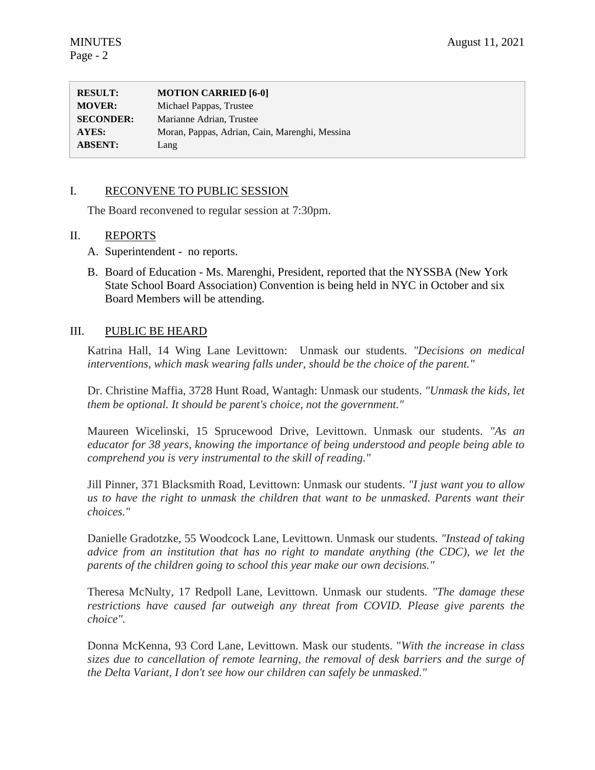| **RESULT:** | **MOTION CARRIED [6-0]** |
| --- | --- |
| **MOVER:** | Michael Pappas, Trustee |
| **SECONDER:** | Marianne Adrian, Trustee |
| **AYES:** | Moran, Pappas, Adrian, Cain, Marenghi, Messina |
| **ABSENT:** | Lang |

## I. RECONVENE TO PUBLIC SESSION

The Board reconvened to regular session at 7:30pm.

## II. REPORTS

A. Superintendent - no reports.

B. Board of Education - Ms. Marenghi, President, reported that the NYSSBA (New York State School Board Association) Convention is being held in NYC in October and six Board Members will be attending.

## III. PUBLIC BE HEARD

Katrina Hall, 14 Wing Lane Levittown: Unmask our students. *"Decisions on medical interventions, which mask wearing falls under, should be the choice of the parent."*

Dr. Christine Maffia, 3728 Hunt Road, Wantagh: Unmask our students. *"Unmask the kids, let them be optional. It should be parent's choice, not the government."*

Maureen Wicelinski, 15 Sprucewood Drive, Levittown. Unmask our students. *"As an educator for 38 years, knowing the importance of being understood and people being able to comprehend you is very instrumental to the skill of reading."*

Jill Pinner, 371 Blacksmith Road, Levittown: Unmask our students. *"I just want you to allow us to have the right to unmask the children that want to be unmasked. Parents want their choices."*

Danielle Gradotzke, 55 Woodcock Lane, Levittown. Unmask our students. *"Instead of taking advice from an institution that has no right to mandate anything (the CDC), we let the parents of the children going to school this year make our own decisions."*

Theresa McNulty, 17 Redpoll Lane, Levittown. Unmask our students. *"The damage these restrictions have caused far outweigh any threat from COVID. Please give parents the choice".*

Donna McKenna, 93 Cord Lane, Levittown. Mask our students. "*With the increase in class sizes due to cancellation of remote learning, the removal of desk barriers and the surge of the Delta Variant, I don't see how our children can safely be unmasked."*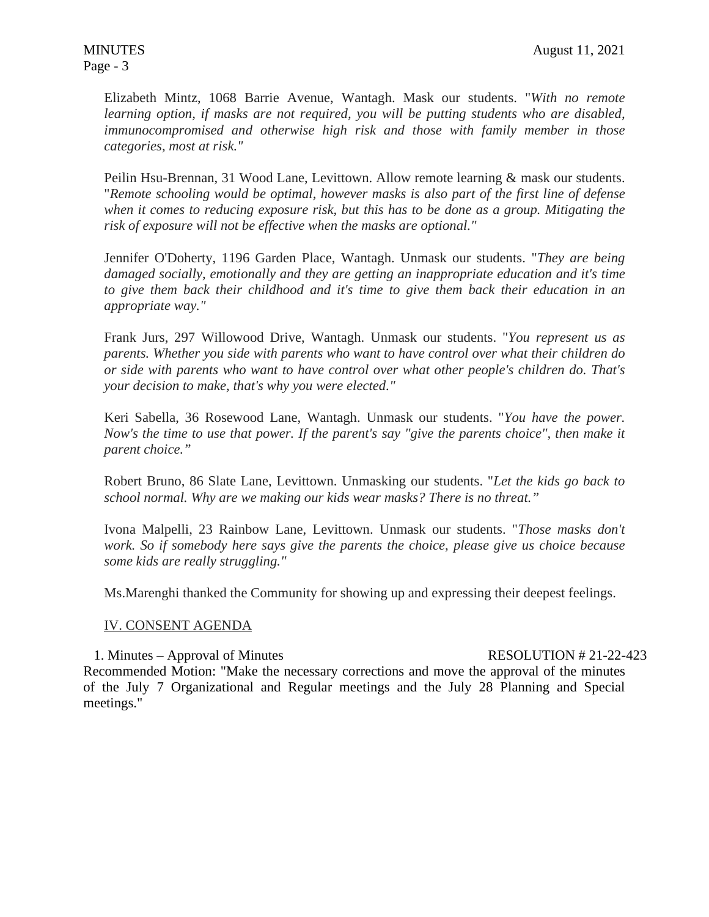Elizabeth Mintz, 1068 Barrie Avenue, Wantagh. Mask our students. "*With no remote learning option, if masks are not required, you will be putting students who are disabled, immunocompromised and otherwise high risk and those with family member in those categories, most at risk."*

Peilin Hsu-Brennan, 31 Wood Lane, Levittown. Allow remote learning & mask our students. "*Remote schooling would be optimal, however masks is also part of the first line of defense when it comes to reducing exposure risk, but this has to be done as a group. Mitigating the risk of exposure will not be effective when the masks are optional."*

Jennifer O'Doherty, 1196 Garden Place, Wantagh. Unmask our students. "*They are being damaged socially, emotionally and they are getting an inappropriate education and it's time to give them back their childhood and it's time to give them back their education in an appropriate way."*

Frank Jurs, 297 Willowood Drive, Wantagh. Unmask our students. "*You represent us as parents. Whether you side with parents who want to have control over what their children do or side with parents who want to have control over what other people's children do. That's your decision to make, that's why you were elected."*

Keri Sabella, 36 Rosewood Lane, Wantagh. Unmask our students. "*You have the power. Now's the time to use that power. If the parent's say "give the parents choice", then make it parent choice."*

Robert Bruno, 86 Slate Lane, Levittown. Unmasking our students. "*Let the kids go back to school normal. Why are we making our kids wear masks? There is no threat."*

Ivona Malpelli, 23 Rainbow Lane, Levittown. Unmask our students. "*Those masks don't work. So if somebody here says give the parents the choice, please give us choice because some kids are really struggling."*

Ms.Marenghi thanked the Community for showing up and expressing their deepest feelings.

## IV. CONSENT AGENDA

1. Minutes – Approval of Minutes RESOLUTION # 21-22-423

Recommended Motion: "Make the necessary corrections and move the approval of the minutes of the July 7 Organizational and Regular meetings and the July 28 Planning and Special meetings."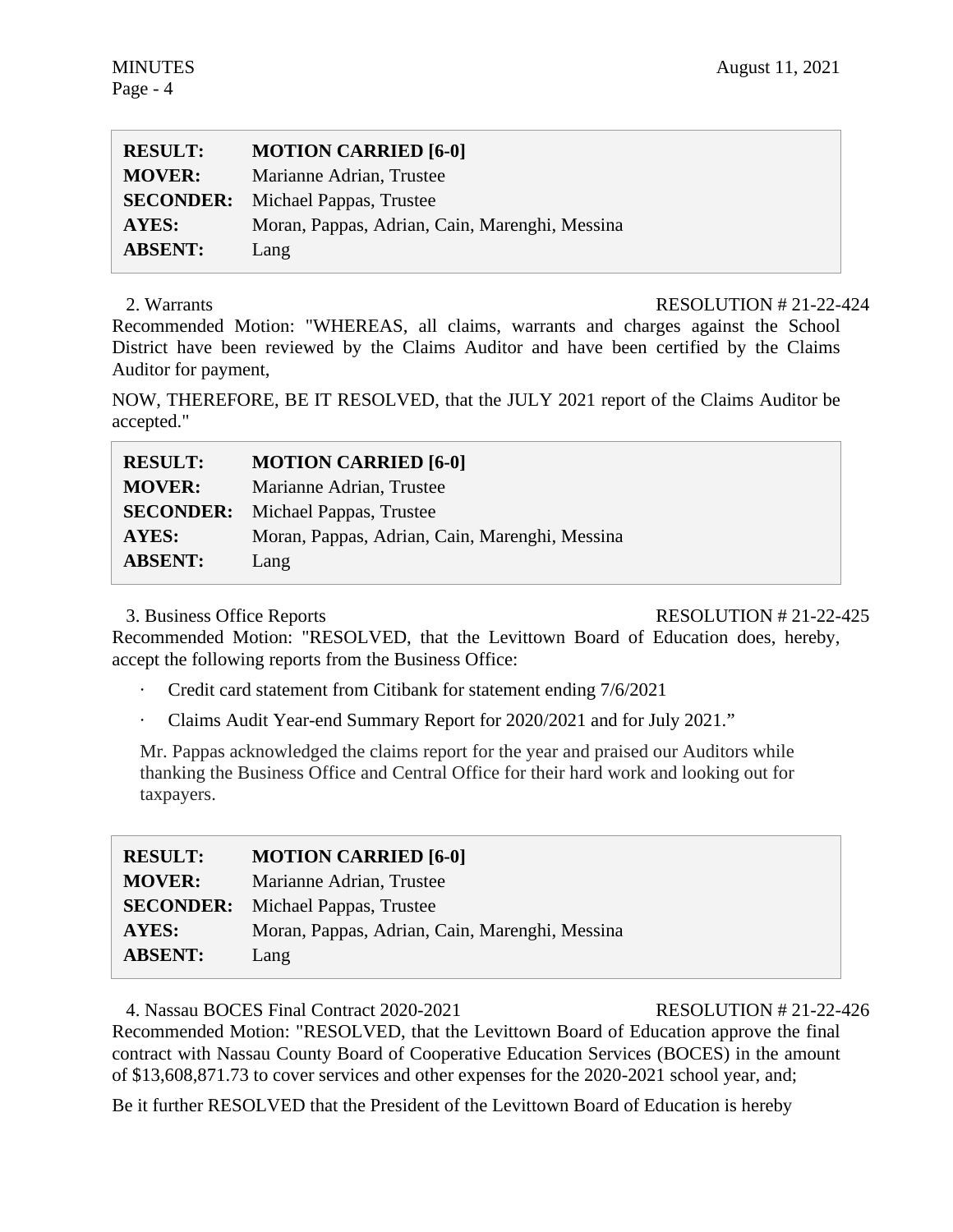| | |
|---|---|
| **RESULT:** | **MOTION CARRIED [6-0]** |
| **MOVER:** | Marianne Adrian, Trustee |
| **SECONDER:** | Michael Pappas, Trustee |
| **AYES:** | Moran, Pappas, Adrian, Cain, Marenghi, Messina |
| **ABSENT:** | Lang |

2. Warrants RESOLUTION # 21-22-424

Recommended Motion: "WHEREAS, all claims, warrants and charges against the School District have been reviewed by the Claims Auditor and have been certified by the Claims Auditor for payment,

NOW, THEREFORE, BE IT RESOLVED, that the JULY 2021 report of the Claims Auditor be accepted."

| | |
|---|---|
| **RESULT:** | **MOTION CARRIED [6-0]** |
| **MOVER:** | Marianne Adrian, Trustee |
| **SECONDER:** | Michael Pappas, Trustee |
| **AYES:** | Moran, Pappas, Adrian, Cain, Marenghi, Messina |
| **ABSENT:** | Lang |

3. Business Office Reports RESOLUTION # 21-22-425

Recommended Motion: "RESOLVED, that the Levittown Board of Education does, hereby, accept the following reports from the Business Office:

- Credit card statement from Citibank for statement ending 7/6/2021
- Claims Audit Year-end Summary Report for 2020/2021 and for July 2021."

Mr. Pappas acknowledged the claims report for the year and praised our Auditors while thanking the Business Office and Central Office for their hard work and looking out for taxpayers.

| | |
|---|---|
| **RESULT:** | **MOTION CARRIED [6-0]** |
| **MOVER:** | Marianne Adrian, Trustee |
| **SECONDER:** | Michael Pappas, Trustee |
| **AYES:** | Moran, Pappas, Adrian, Cain, Marenghi, Messina |
| **ABSENT:** | Lang |

4. Nassau BOCES Final Contract 2020-2021 RESOLUTION # 21-22-426

Recommended Motion: "RESOLVED, that the Levittown Board of Education approve the final contract with Nassau County Board of Cooperative Education Services (BOCES) in the amount of $13,608,871.73 to cover services and other expenses for the 2020-2021 school year, and;

Be it further RESOLVED that the President of the Levittown Board of Education is hereby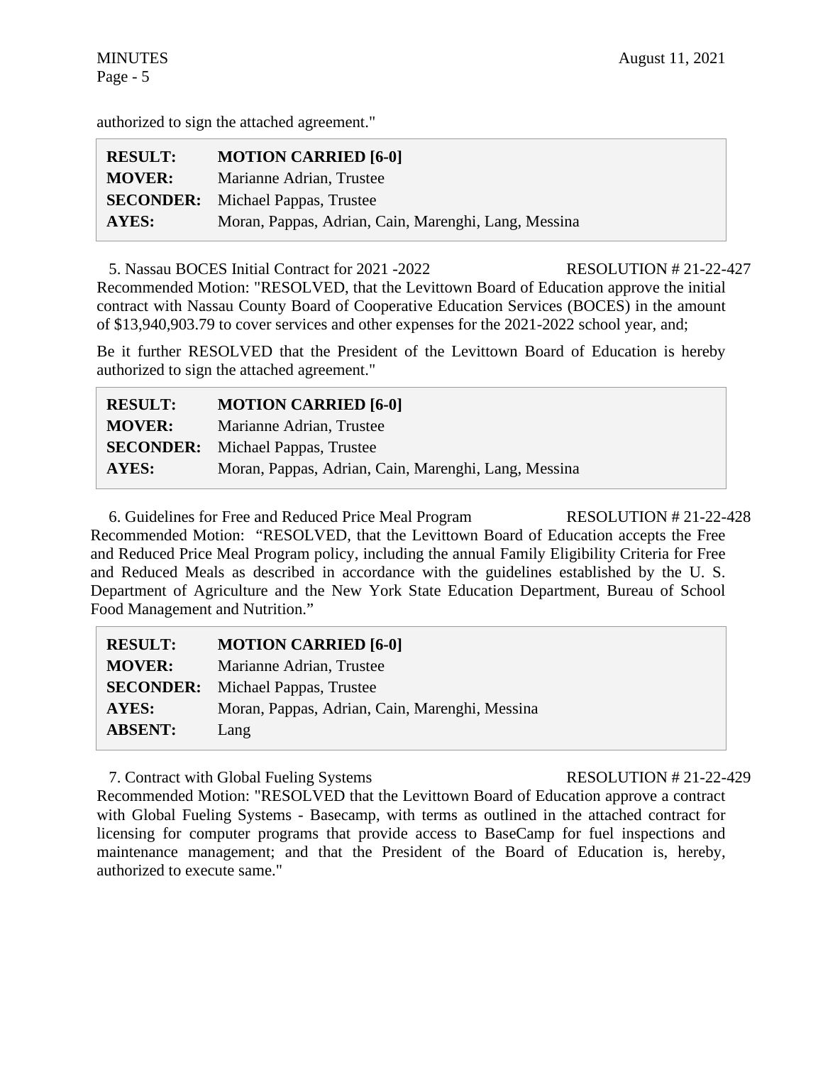authorized to sign the attached agreement."

| | |
|---|---|
| **RESULT:** | **MOTION CARRIED [6-0]** |
| **MOVER:** | Marianne Adrian, Trustee |
| **SECONDER:** | Michael Pappas, Trustee |
| **AYES:** | Moran, Pappas, Adrian, Cain, Marenghi, Lang, Messina |

5. Nassau BOCES Initial Contract for 2021 -2022 RESOLUTION # 21-22-427

Recommended Motion: "RESOLVED, that the Levittown Board of Education approve the initial contract with Nassau County Board of Cooperative Education Services (BOCES) in the amount of $13,940,903.79 to cover services and other expenses for the 2021-2022 school year, and;

Be it further RESOLVED that the President of the Levittown Board of Education is hereby authorized to sign the attached agreement."

| | |
|---|---|
| **RESULT:** | **MOTION CARRIED [6-0]** |
| **MOVER:** | Marianne Adrian, Trustee |
| **SECONDER:** | Michael Pappas, Trustee |
| **AYES:** | Moran, Pappas, Adrian, Cain, Marenghi, Lang, Messina |

6. Guidelines for Free and Reduced Price Meal Program RESOLUTION # 21-22-428

Recommended Motion: "RESOLVED, that the Levittown Board of Education accepts the Free and Reduced Price Meal Program policy, including the annual Family Eligibility Criteria for Free and Reduced Meals as described in accordance with the guidelines established by the U. S. Department of Agriculture and the New York State Education Department, Bureau of School Food Management and Nutrition."

| | |
|---|---|
| **RESULT:** | **MOTION CARRIED [6-0]** |
| **MOVER:** | Marianne Adrian, Trustee |
| **SECONDER:** | Michael Pappas, Trustee |
| **AYES:** | Moran, Pappas, Adrian, Cain, Marenghi, Messina |
| **ABSENT:** | Lang |

7. Contract with Global Fueling Systems RESOLUTION # 21-22-429

Recommended Motion: "RESOLVED that the Levittown Board of Education approve a contract with Global Fueling Systems - Basecamp, with terms as outlined in the attached contract for licensing for computer programs that provide access to BaseCamp for fuel inspections and maintenance management; and that the President of the Board of Education is, hereby, authorized to execute same."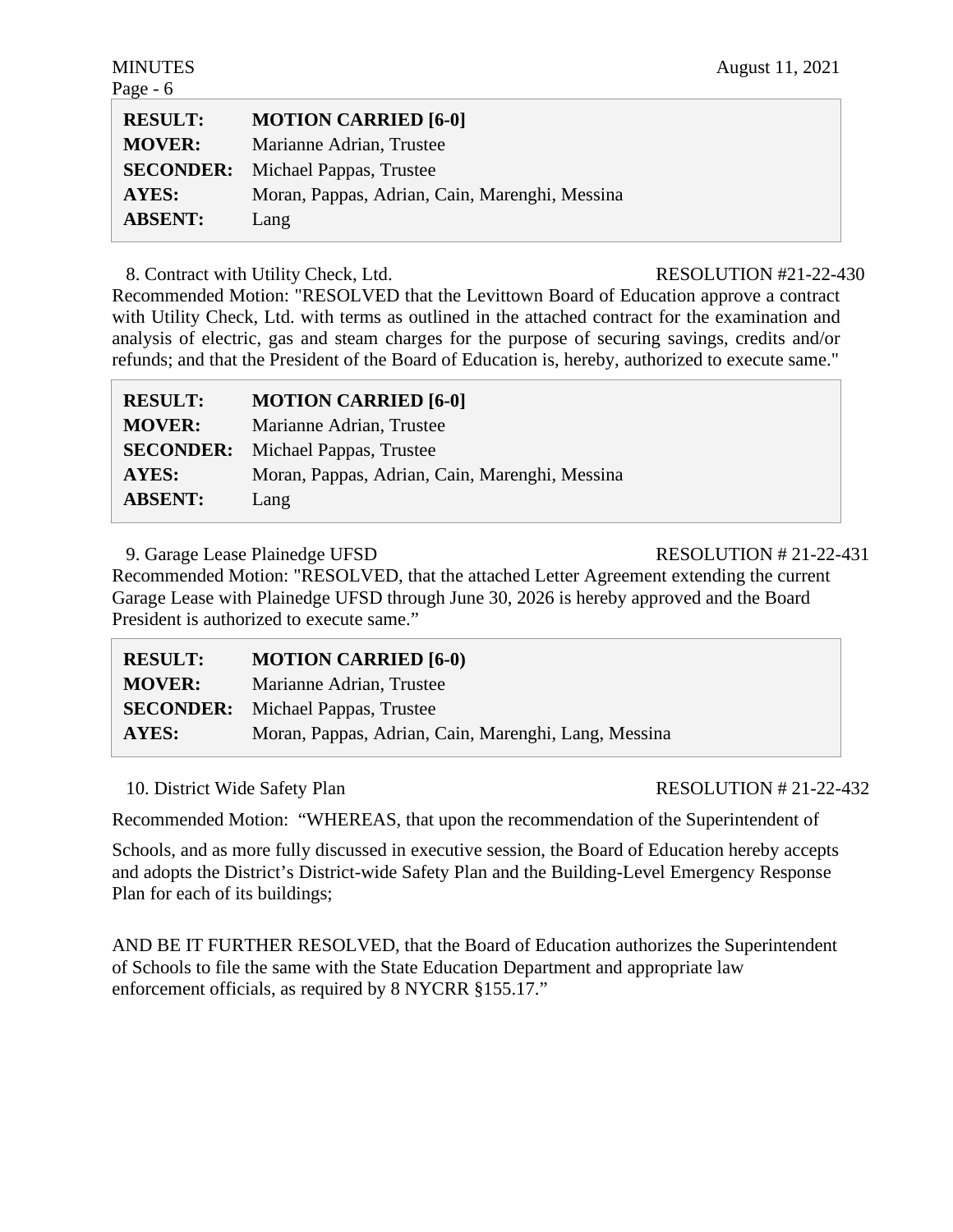| | |
|---|---|
| **RESULT:** | **MOTION CARRIED [6-0]** |
| **MOVER:** | Marianne Adrian, Trustee |
| **SECONDER:** | Michael Pappas, Trustee |
| **AYES:** | Moran, Pappas, Adrian, Cain, Marenghi, Messina |
| **ABSENT:** | Lang |

8. Contract with Utility Check, Ltd. RESOLUTION #21-22-430

Recommended Motion: "RESOLVED that the Levittown Board of Education approve a contract with Utility Check, Ltd. with terms as outlined in the attached contract for the examination and analysis of electric, gas and steam charges for the purpose of securing savings, credits and/or refunds; and that the President of the Board of Education is, hereby, authorized to execute same."

| | |
|---|---|
| **RESULT:** | **MOTION CARRIED [6-0]** |
| **MOVER:** | Marianne Adrian, Trustee |
| **SECONDER:** | Michael Pappas, Trustee |
| **AYES:** | Moran, Pappas, Adrian, Cain, Marenghi, Messina |
| **ABSENT:** | Lang |

9. Garage Lease Plainedge UFSD RESOLUTION # 21-22-431

Recommended Motion: "RESOLVED, that the attached Letter Agreement extending the current Garage Lease with Plainedge UFSD through June 30, 2026 is hereby approved and the Board President is authorized to execute same."

| | |
|---|---|
| **RESULT:** | **MOTION CARRIED [6-0)** |
| **MOVER:** | Marianne Adrian, Trustee |
| **SECONDER:** | Michael Pappas, Trustee |
| **AYES:** | Moran, Pappas, Adrian, Cain, Marenghi, Lang, Messina |

10. District Wide Safety Plan RESOLUTION # 21-22-432

Recommended Motion: "WHEREAS, that upon the recommendation of the Superintendent of Schools, and as more fully discussed in executive session, the Board of Education hereby accepts and adopts the District's District-wide Safety Plan and the Building-Level Emergency Response Plan for each of its buildings;

AND BE IT FURTHER RESOLVED, that the Board of Education authorizes the Superintendent of Schools to file the same with the State Education Department and appropriate law enforcement officials, as required by 8 NYCRR §155.17."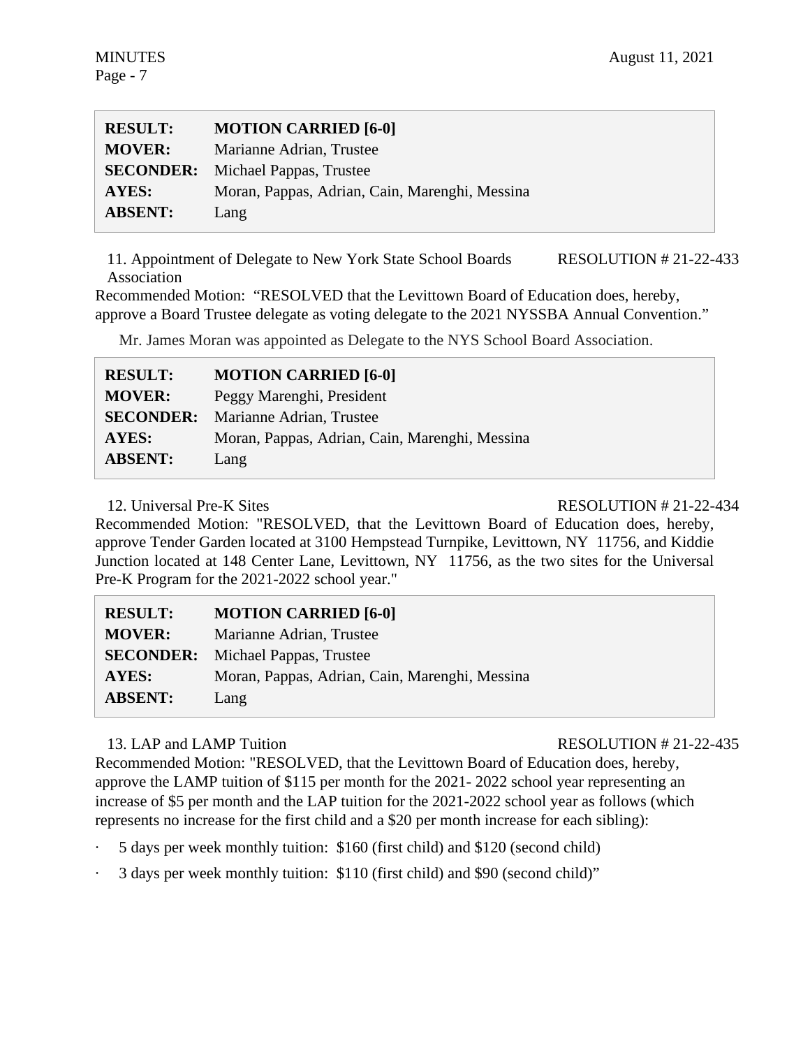| | |
|---|---|
| **RESULT:** | **MOTION CARRIED [6-0]** |
| **MOVER:** | Marianne Adrian, Trustee |
| **SECONDER:** | Michael Pappas, Trustee |
| **AYES:** | Moran, Pappas, Adrian, Cain, Marenghi, Messina |
| **ABSENT:** | Lang |

11. Appointment of Delegate to New York State School Boards Association — RESOLUTION # 21-22-433

Recommended Motion: "RESOLVED that the Levittown Board of Education does, hereby, approve a Board Trustee delegate as voting delegate to the 2021 NYSSBA Annual Convention."

Mr. James Moran was appointed as Delegate to the NYS School Board Association.

| | |
|---|---|
| **RESULT:** | **MOTION CARRIED [6-0]** |
| **MOVER:** | Peggy Marenghi, President |
| **SECONDER:** | Marianne Adrian, Trustee |
| **AYES:** | Moran, Pappas, Adrian, Cain, Marenghi, Messina |
| **ABSENT:** | Lang |

12. Universal Pre-K Sites — RESOLUTION # 21-22-434

Recommended Motion: "RESOLVED, that the Levittown Board of Education does, hereby, approve Tender Garden located at 3100 Hempstead Turnpike, Levittown, NY 11756, and Kiddie Junction located at 148 Center Lane, Levittown, NY 11756, as the two sites for the Universal Pre-K Program for the 2021-2022 school year."

| | |
|---|---|
| **RESULT:** | **MOTION CARRIED [6-0]** |
| **MOVER:** | Marianne Adrian, Trustee |
| **SECONDER:** | Michael Pappas, Trustee |
| **AYES:** | Moran, Pappas, Adrian, Cain, Marenghi, Messina |
| **ABSENT:** | Lang |

13. LAP and LAMP Tuition — RESOLUTION # 21-22-435

Recommended Motion: "RESOLVED, that the Levittown Board of Education does, hereby, approve the LAMP tuition of $115 per month for the 2021- 2022 school year representing an increase of $5 per month and the LAP tuition for the 2021-2022 school year as follows (which represents no increase for the first child and a $20 per month increase for each sibling):

- 5 days per week monthly tuition: $160 (first child) and $120 (second child)
- 3 days per week monthly tuition: $110 (first child) and $90 (second child)"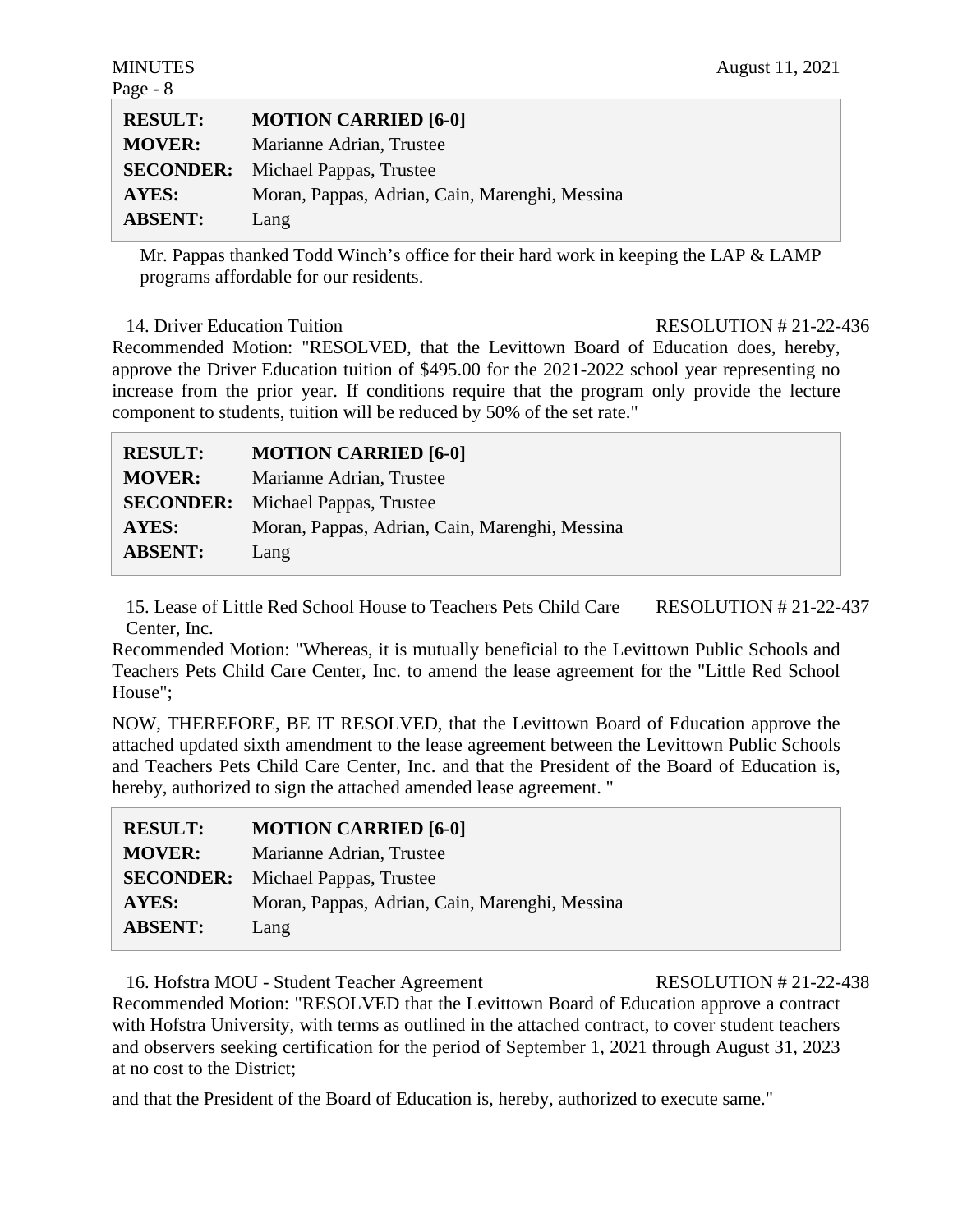| | |
|---|---|
| **RESULT:** | **MOTION CARRIED [6-0]** |
| **MOVER:** | Marianne Adrian, Trustee |
| **SECONDER:** | Michael Pappas, Trustee |
| **AYES:** | Moran, Pappas, Adrian, Cain, Marenghi, Messina |
| **ABSENT:** | Lang |

Mr. Pappas thanked Todd Winch's office for their hard work in keeping the LAP & LAMP programs affordable for our residents.

14. Driver Education Tuition RESOLUTION # 21-22-436

Recommended Motion: "RESOLVED, that the Levittown Board of Education does, hereby, approve the Driver Education tuition of $495.00 for the 2021-2022 school year representing no increase from the prior year. If conditions require that the program only provide the lecture component to students, tuition will be reduced by 50% of the set rate."

| | |
|---|---|
| **RESULT:** | **MOTION CARRIED [6-0]** |
| **MOVER:** | Marianne Adrian, Trustee |
| **SECONDER:** | Michael Pappas, Trustee |
| **AYES:** | Moran, Pappas, Adrian, Cain, Marenghi, Messina |
| **ABSENT:** | Lang |

15. Lease of Little Red School House to Teachers Pets Child Care Center, Inc. RESOLUTION # 21-22-437

Recommended Motion: "Whereas, it is mutually beneficial to the Levittown Public Schools and Teachers Pets Child Care Center, Inc. to amend the lease agreement for the "Little Red School House";

NOW, THEREFORE, BE IT RESOLVED, that the Levittown Board of Education approve the attached updated sixth amendment to the lease agreement between the Levittown Public Schools and Teachers Pets Child Care Center, Inc. and that the President of the Board of Education is, hereby, authorized to sign the attached amended lease agreement. "

| | |
|---|---|
| **RESULT:** | **MOTION CARRIED [6-0]** |
| **MOVER:** | Marianne Adrian, Trustee |
| **SECONDER:** | Michael Pappas, Trustee |
| **AYES:** | Moran, Pappas, Adrian, Cain, Marenghi, Messina |
| **ABSENT:** | Lang |

16. Hofstra MOU - Student Teacher Agreement RESOLUTION # 21-22-438

Recommended Motion: "RESOLVED that the Levittown Board of Education approve a contract with Hofstra University, with terms as outlined in the attached contract, to cover student teachers and observers seeking certification for the period of September 1, 2021 through August 31, 2023 at no cost to the District;

and that the President of the Board of Education is, hereby, authorized to execute same."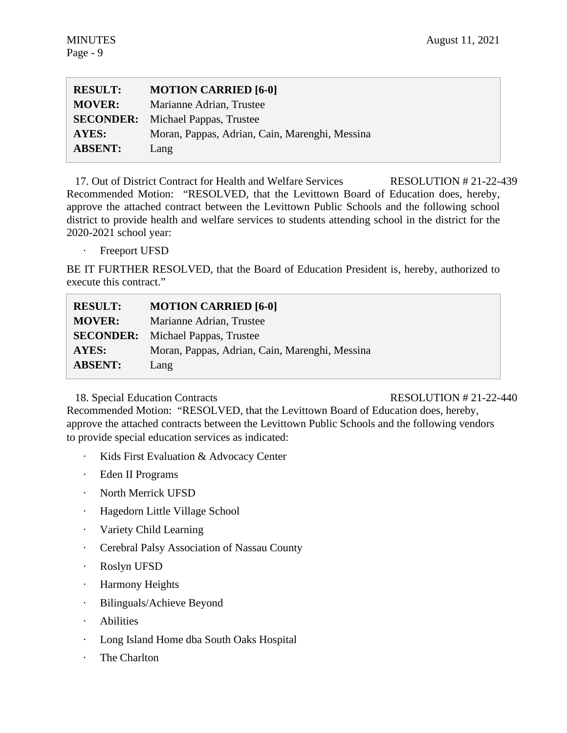| | |
|---|---|
| **RESULT:** | **MOTION CARRIED [6-0]** |
| **MOVER:** | Marianne Adrian, Trustee |
| **SECONDER:** | Michael Pappas, Trustee |
| **AYES:** | Moran, Pappas, Adrian, Cain, Marenghi, Messina |
| **ABSENT:** | Lang |

17. Out of District Contract for Health and Welfare Services RESOLUTION # 21-22-439

Recommended Motion: "RESOLVED, that the Levittown Board of Education does, hereby, approve the attached contract between the Levittown Public Schools and the following school district to provide health and welfare services to students attending school in the district for the 2020-2021 school year:

- Freeport UFSD

BE IT FURTHER RESOLVED, that the Board of Education President is, hereby, authorized to execute this contract."

| | |
|---|---|
| **RESULT:** | **MOTION CARRIED [6-0]** |
| **MOVER:** | Marianne Adrian, Trustee |
| **SECONDER:** | Michael Pappas, Trustee |
| **AYES:** | Moran, Pappas, Adrian, Cain, Marenghi, Messina |
| **ABSENT:** | Lang |

18. Special Education Contracts RESOLUTION # 21-22-440

Recommended Motion: "RESOLVED, that the Levittown Board of Education does, hereby, approve the attached contracts between the Levittown Public Schools and the following vendors to provide special education services as indicated:

- Kids First Evaluation & Advocacy Center
- Eden II Programs
- North Merrick UFSD
- Hagedorn Little Village School
- Variety Child Learning
- Cerebral Palsy Association of Nassau County
- Roslyn UFSD
- Harmony Heights
- Bilinguals/Achieve Beyond
- Abilities
- Long Island Home dba South Oaks Hospital
- The Charlton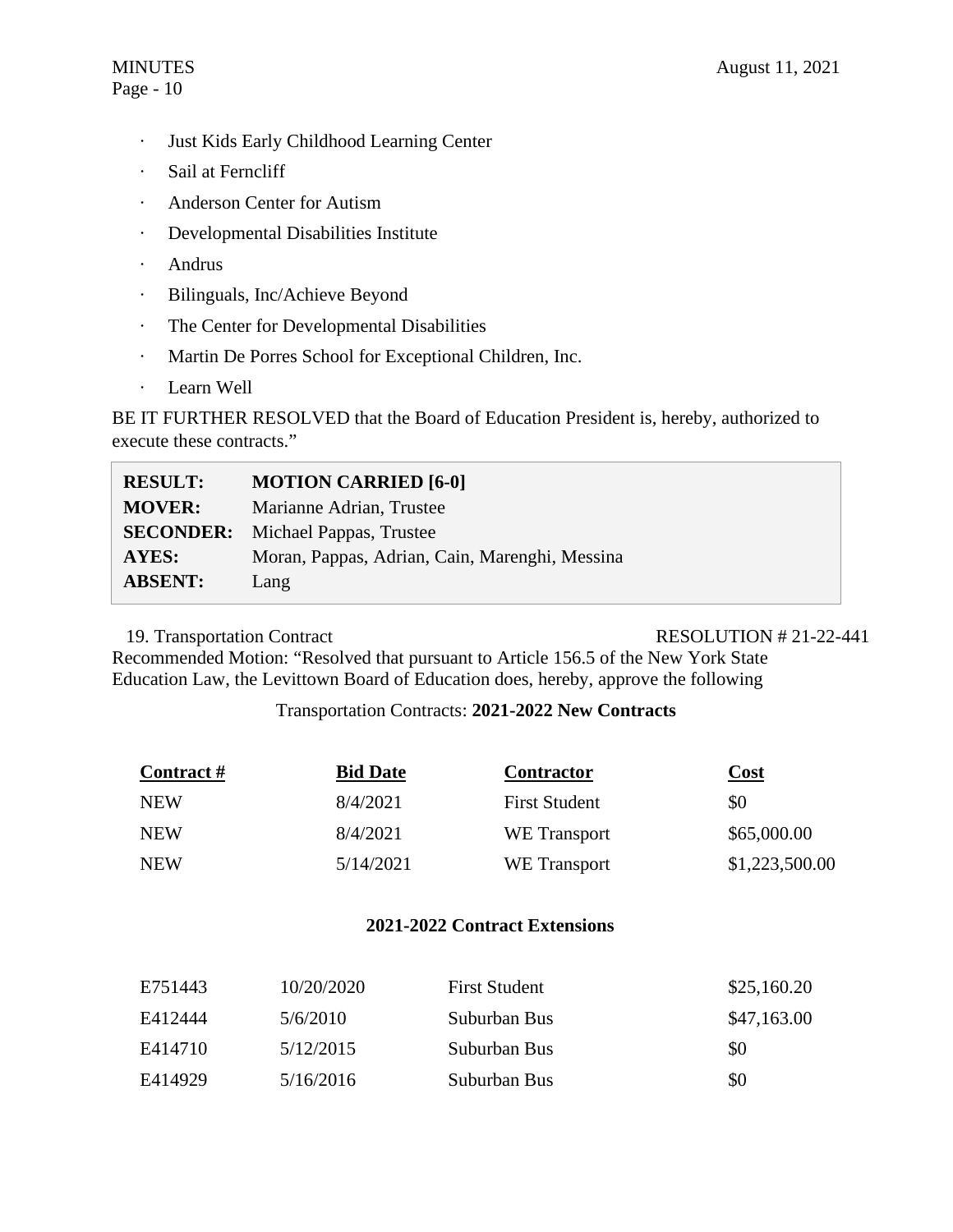- Just Kids Early Childhood Learning Center
- Sail at Ferncliff
- Anderson Center for Autism
- Developmental Disabilities Institute
- Andrus
- Bilinguals, Inc/Achieve Beyond
- The Center for Developmental Disabilities
- Martin De Porres School for Exceptional Children, Inc.
- Learn Well

BE IT FURTHER RESOLVED that the Board of Education President is, hereby, authorized to execute these contracts."

| | |
|---|---|
| **RESULT:** | **MOTION CARRIED [6-0]** |
| **MOVER:** | Marianne Adrian, Trustee |
| **SECONDER:** | Michael Pappas, Trustee |
| **AYES:** | Moran, Pappas, Adrian, Cain, Marenghi, Messina |
| **ABSENT:** | Lang |

19. Transportation Contract RESOLUTION # 21-22-441

Recommended Motion: "Resolved that pursuant to Article 156.5 of the New York State Education Law, the Levittown Board of Education does, hereby, approve the following

Transportation Contracts: **2021-2022 New Contracts**

| **Contract #** | **Bid Date** | **Contractor** | **Cost** |
|---|---|---|---|
| NEW | 8/4/2021 | First Student | $0 |
| NEW | 8/4/2021 | WE Transport | $65,000.00 |
| NEW | 5/14/2021 | WE Transport | $1,223,500.00 |

**2021-2022 Contract Extensions**

| | | | |
|---|---|---|---|
| E751443 | 10/20/2020 | First Student | $25,160.20 |
| E412444 | 5/6/2010 | Suburban Bus | $47,163.00 |
| E414710 | 5/12/2015 | Suburban Bus | $0 |
| E414929 | 5/16/2016 | Suburban Bus | $0 |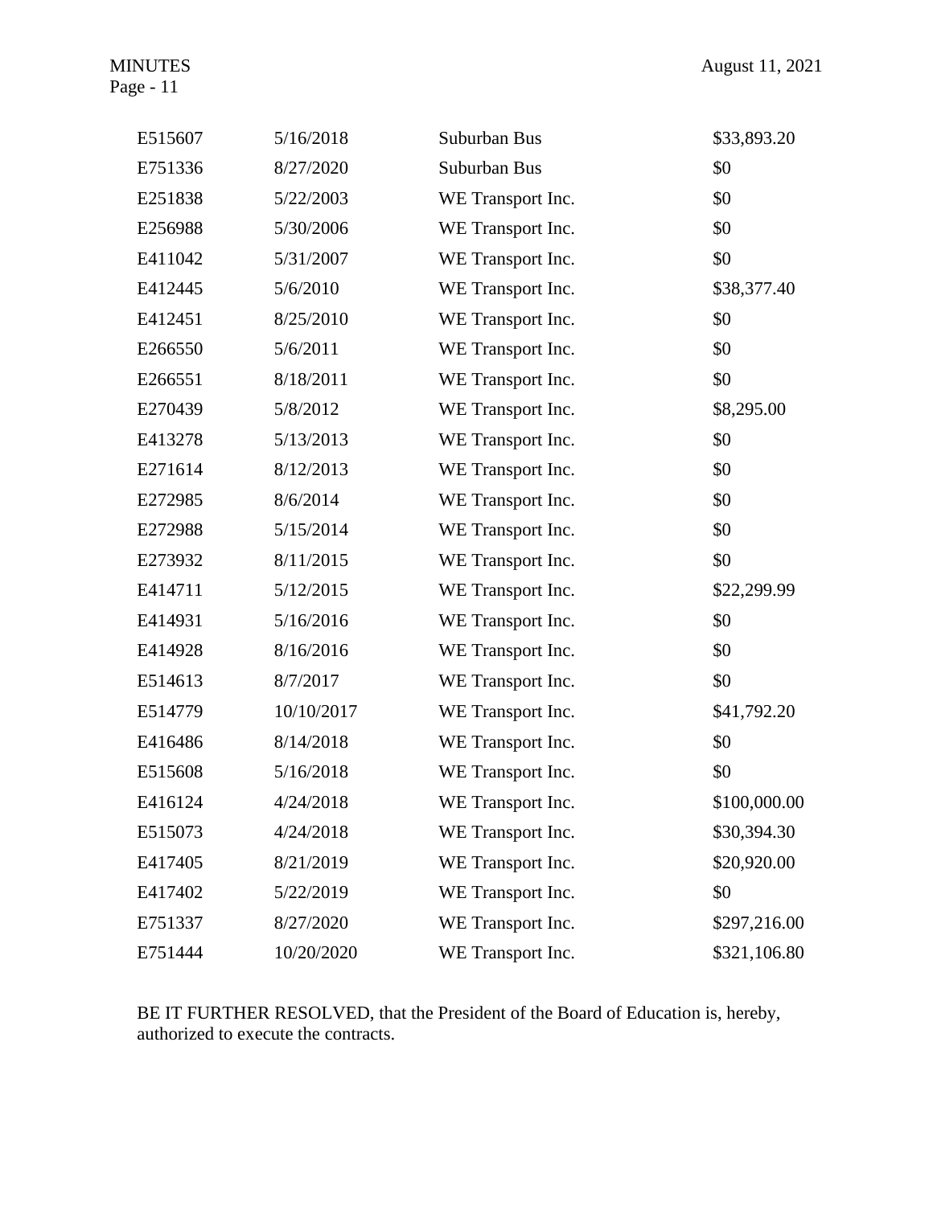| | | | |
|---|---|---|---|
| E515607 | 5/16/2018 | Suburban Bus | $33,893.20 |
| E751336 | 8/27/2020 | Suburban Bus | $0 |
| E251838 | 5/22/2003 | WE Transport Inc. | $0 |
| E256988 | 5/30/2006 | WE Transport Inc. | $0 |
| E411042 | 5/31/2007 | WE Transport Inc. | $0 |
| E412445 | 5/6/2010 | WE Transport Inc. | $38,377.40 |
| E412451 | 8/25/2010 | WE Transport Inc. | $0 |
| E266550 | 5/6/2011 | WE Transport Inc. | $0 |
| E266551 | 8/18/2011 | WE Transport Inc. | $0 |
| E270439 | 5/8/2012 | WE Transport Inc. | $8,295.00 |
| E413278 | 5/13/2013 | WE Transport Inc. | $0 |
| E271614 | 8/12/2013 | WE Transport Inc. | $0 |
| E272985 | 8/6/2014 | WE Transport Inc. | $0 |
| E272988 | 5/15/2014 | WE Transport Inc. | $0 |
| E273932 | 8/11/2015 | WE Transport Inc. | $0 |
| E414711 | 5/12/2015 | WE Transport Inc. | $22,299.99 |
| E414931 | 5/16/2016 | WE Transport Inc. | $0 |
| E414928 | 8/16/2016 | WE Transport Inc. | $0 |
| E514613 | 8/7/2017 | WE Transport Inc. | $0 |
| E514779 | 10/10/2017 | WE Transport Inc. | $41,792.20 |
| E416486 | 8/14/2018 | WE Transport Inc. | $0 |
| E515608 | 5/16/2018 | WE Transport Inc. | $0 |
| E416124 | 4/24/2018 | WE Transport Inc. | $100,000.00 |
| E515073 | 4/24/2018 | WE Transport Inc. | $30,394.30 |
| E417405 | 8/21/2019 | WE Transport Inc. | $20,920.00 |
| E417402 | 5/22/2019 | WE Transport Inc. | $0 |
| E751337 | 8/27/2020 | WE Transport Inc. | $297,216.00 |
| E751444 | 10/20/2020 | WE Transport Inc. | $321,106.80 |

BE IT FURTHER RESOLVED, that the President of the Board of Education is, hereby, authorized to execute the contracts.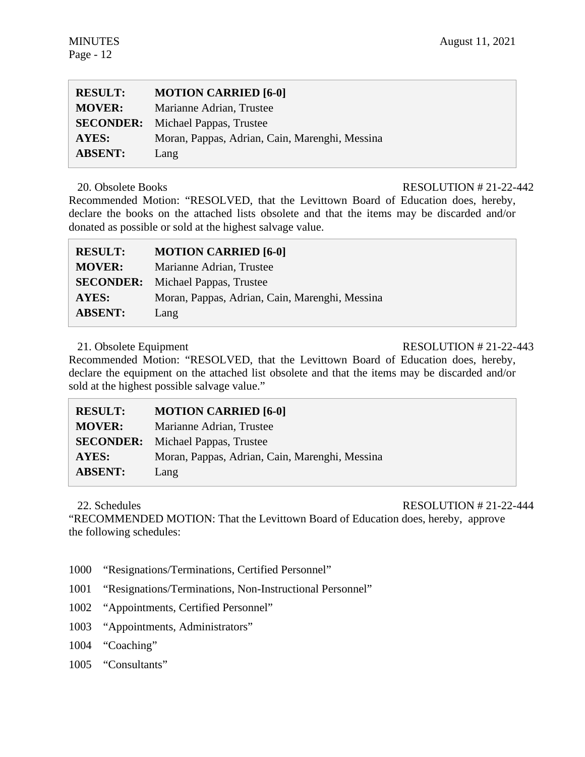| | |
|---|---|
| **RESULT:** | **MOTION CARRIED [6-0]** |
| **MOVER:** | Marianne Adrian, Trustee |
| **SECONDER:** | Michael Pappas, Trustee |
| **AYES:** | Moran, Pappas, Adrian, Cain, Marenghi, Messina |
| **ABSENT:** | Lang |

20. Obsolete Books RESOLUTION # 21-22-442

Recommended Motion: "RESOLVED, that the Levittown Board of Education does, hereby, declare the books on the attached lists obsolete and that the items may be discarded and/or donated as possible or sold at the highest salvage value.

| | |
|---|---|
| **RESULT:** | **MOTION CARRIED [6-0]** |
| **MOVER:** | Marianne Adrian, Trustee |
| **SECONDER:** | Michael Pappas, Trustee |
| **AYES:** | Moran, Pappas, Adrian, Cain, Marenghi, Messina |
| **ABSENT:** | Lang |

21. Obsolete Equipment RESOLUTION # 21-22-443

Recommended Motion: "RESOLVED, that the Levittown Board of Education does, hereby, declare the equipment on the attached list obsolete and that the items may be discarded and/or sold at the highest possible salvage value."

| | |
|---|---|
| **RESULT:** | **MOTION CARRIED [6-0]** |
| **MOVER:** | Marianne Adrian, Trustee |
| **SECONDER:** | Michael Pappas, Trustee |
| **AYES:** | Moran, Pappas, Adrian, Cain, Marenghi, Messina |
| **ABSENT:** | Lang |

22. Schedules RESOLUTION # 21-22-444

"RECOMMENDED MOTION: That the Levittown Board of Education does, hereby, approve the following schedules:

1000 "Resignations/Terminations, Certified Personnel"

1001 "Resignations/Terminations, Non-Instructional Personnel"

1002 "Appointments, Certified Personnel"

1003 "Appointments, Administrators"

1004 "Coaching"

1005 "Consultants"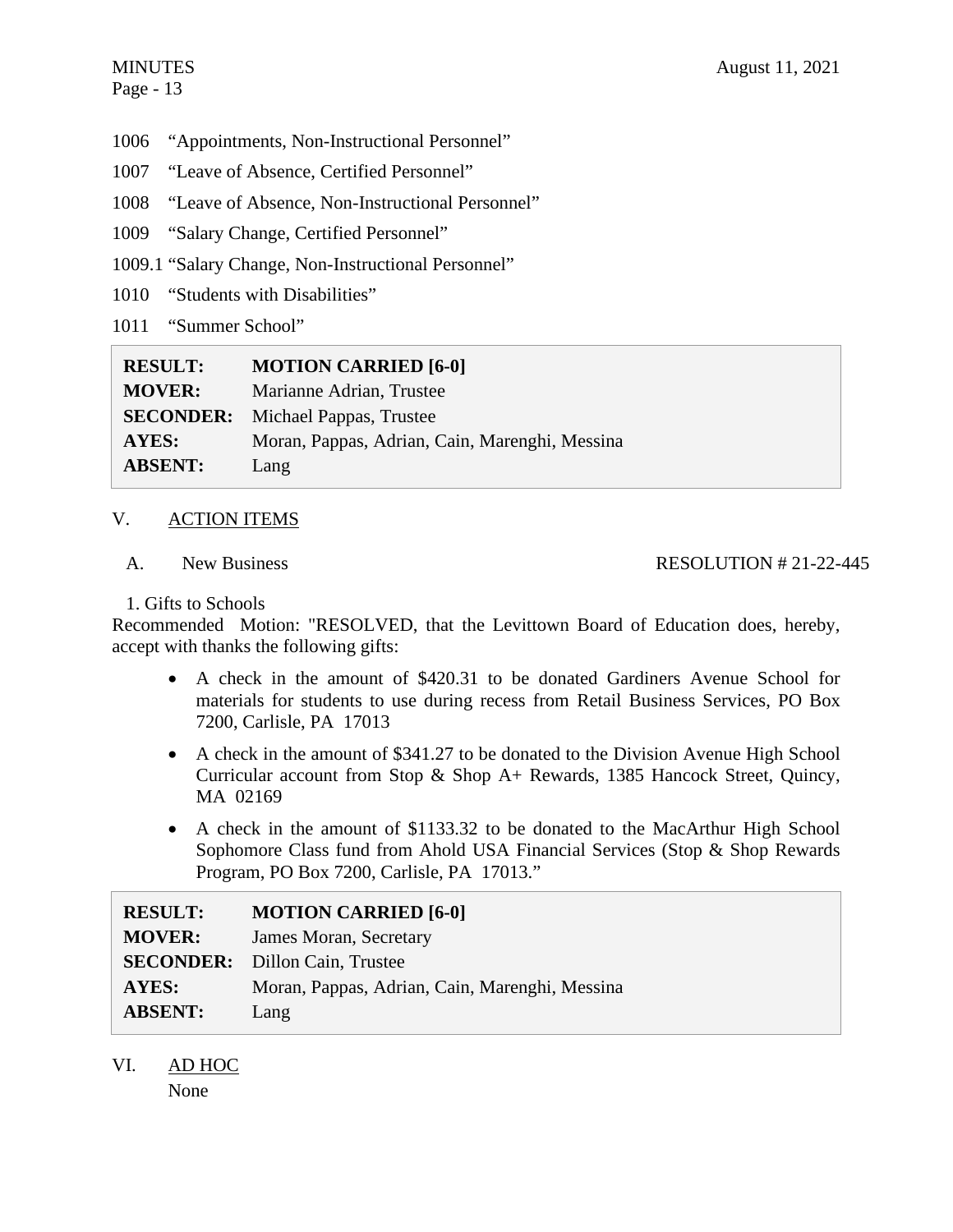1006 "Appointments, Non-Instructional Personnel"

1007 "Leave of Absence, Certified Personnel"

1008 "Leave of Absence, Non-Instructional Personnel"

1009 "Salary Change, Certified Personnel"

1009.1 "Salary Change, Non-Instructional Personnel"

1010 "Students with Disabilities"

1011 "Summer School"

| | |
|---|---|
| **RESULT:** | **MOTION CARRIED [6-0]** |
| **MOVER:** | Marianne Adrian, Trustee |
| **SECONDER:** | Michael Pappas, Trustee |
| **AYES:** | Moran, Pappas, Adrian, Cain, Marenghi, Messina |
| **ABSENT:** | Lang |

## V. ACTION ITEMS

A. New Business — RESOLUTION # 21-22-445

1. Gifts to Schools

Recommended Motion: "RESOLVED, that the Levittown Board of Education does, hereby, accept with thanks the following gifts:

- A check in the amount of $420.31 to be donated Gardiners Avenue School for materials for students to use during recess from Retail Business Services, PO Box 7200, Carlisle, PA 17013
- A check in the amount of $341.27 to be donated to the Division Avenue High School Curricular account from Stop & Shop A+ Rewards, 1385 Hancock Street, Quincy, MA 02169
- A check in the amount of $1133.32 to be donated to the MacArthur High School Sophomore Class fund from Ahold USA Financial Services (Stop & Shop Rewards Program, PO Box 7200, Carlisle, PA 17013."

| | |
|---|---|
| **RESULT:** | **MOTION CARRIED [6-0]** |
| **MOVER:** | James Moran, Secretary |
| **SECONDER:** | Dillon Cain, Trustee |
| **AYES:** | Moran, Pappas, Adrian, Cain, Marenghi, Messina |
| **ABSENT:** | Lang |

## VI. AD HOC

None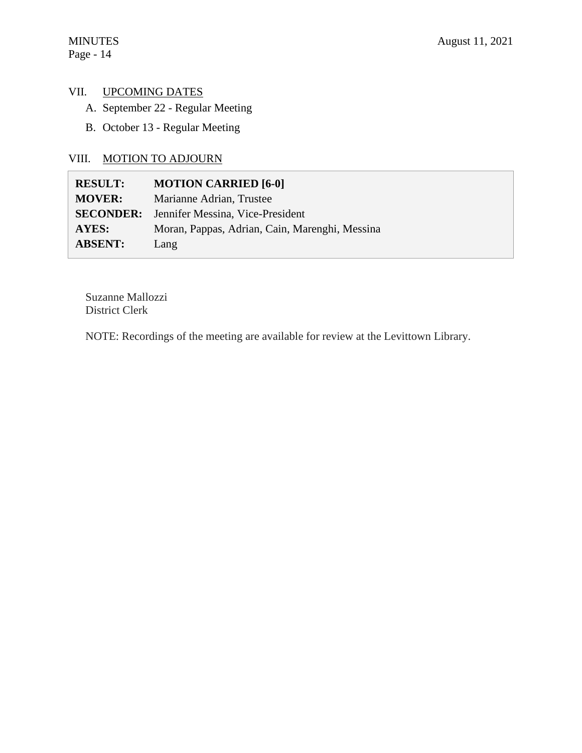## VII. UPCOMING DATES

A. September 22 - Regular Meeting

B. October 13 - Regular Meeting

## VIII. MOTION TO ADJOURN

| | |
|---|---|
| **RESULT:** | **MOTION CARRIED [6-0]** |
| **MOVER:** | Marianne Adrian, Trustee |
| **SECONDER:** | Jennifer Messina, Vice-President |
| **AYES:** | Moran, Pappas, Adrian, Cain, Marenghi, Messina |
| **ABSENT:** | Lang |

Suzanne Mallozzi
District Clerk

NOTE: Recordings of the meeting are available for review at the Levittown Library.